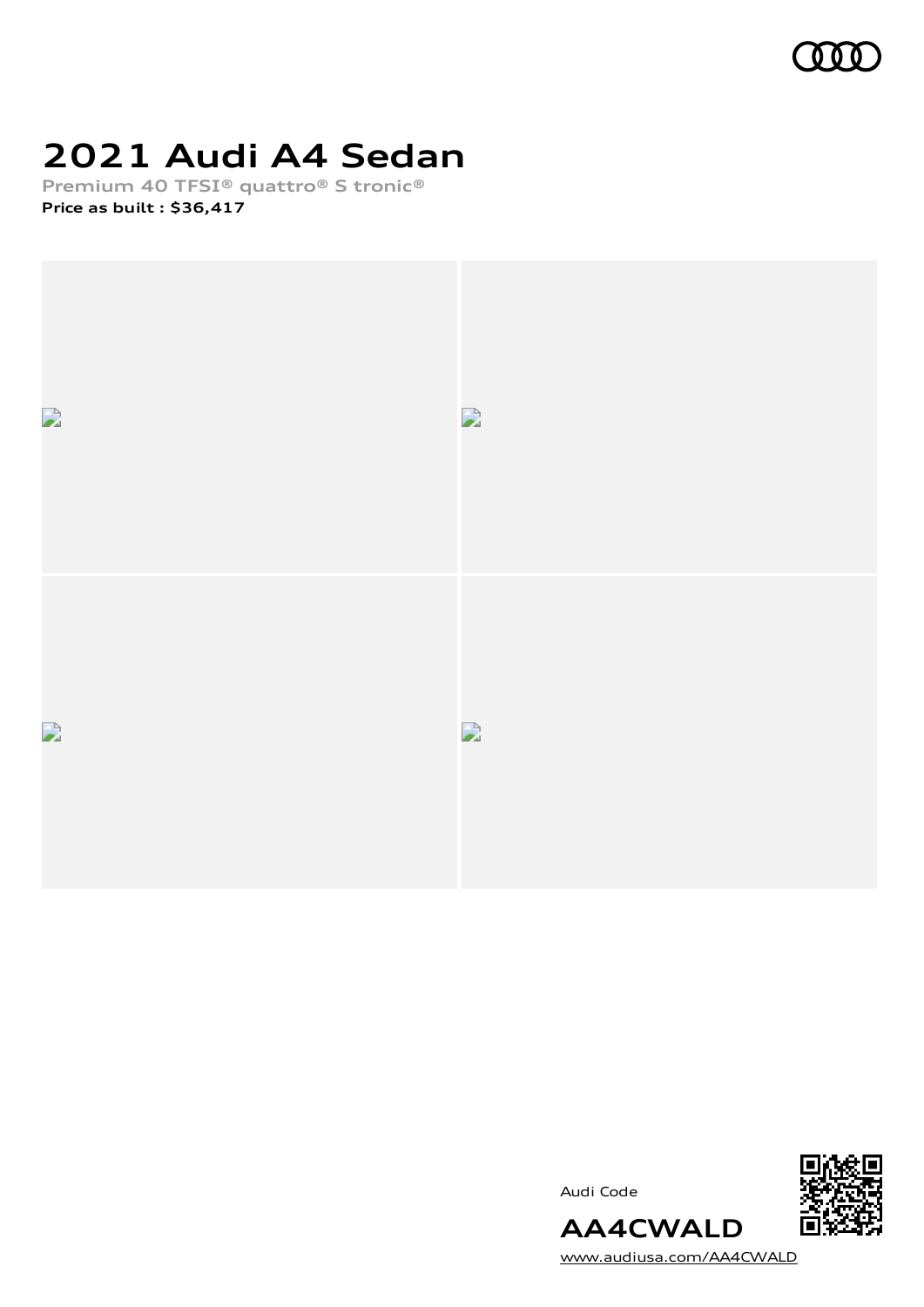# 2021 Audi A4 Sedan

Premium 40 TFSI® quattro® S tronic®

**Price as built : $36,417**

Audi Code

**AA4CWALD**

www.audiusa.com/AA4CWALD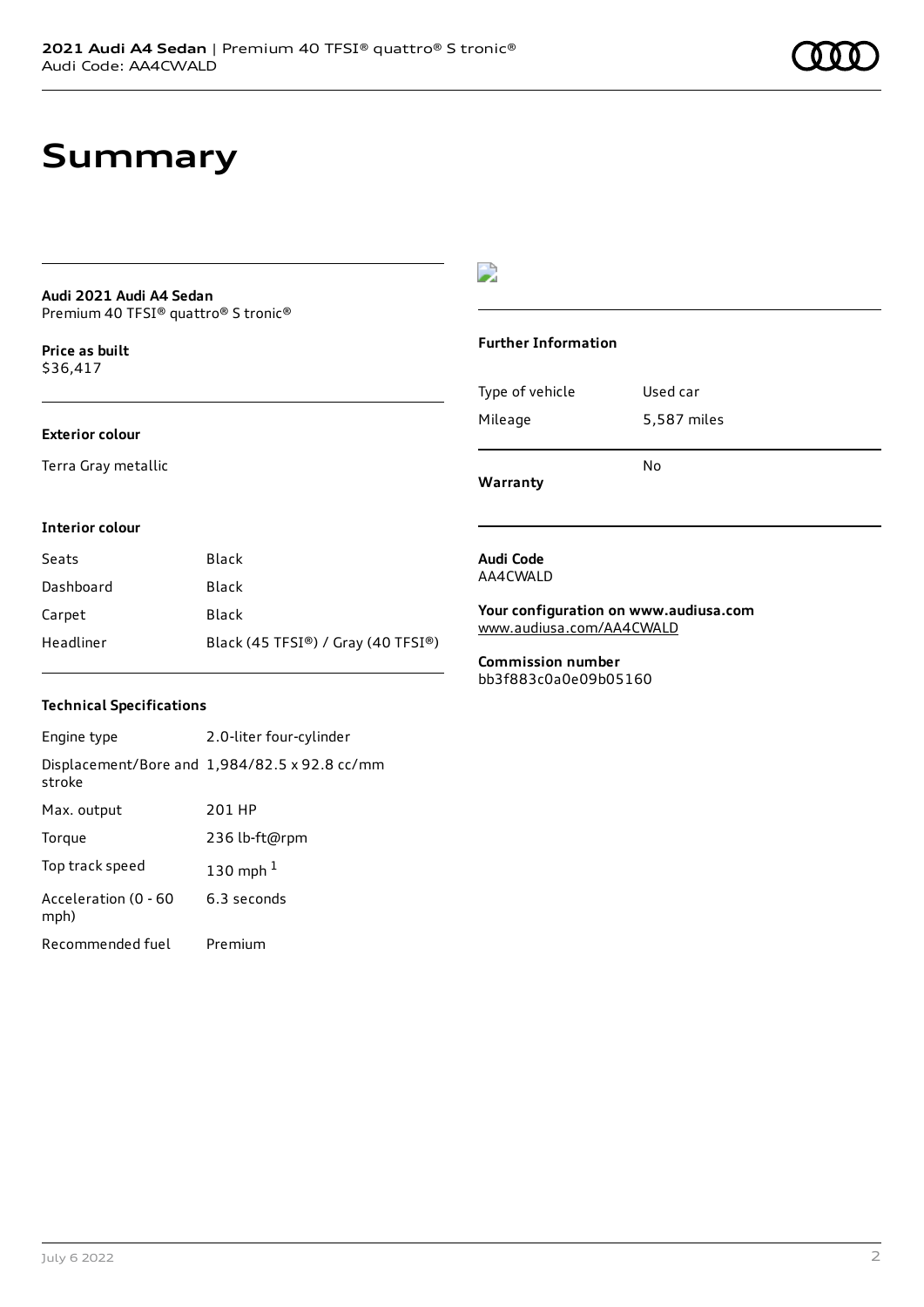# Summary

**Audi 2021 Audi A4 Sedan**
Premium 40 TFSI® quattro® S tronic®

**Price as built**
$36,417

**Exterior colour**

Terra Gray metallic

**Interior colour**

| | |
|---|---|
| Seats | Black |
| Dashboard | Black |
| Carpet | Black |
| Headliner | Black (45 TFSI®) / Gray (40 TFSI®) |

**Technical Specifications**

| | |
|---|---|
| Engine type | 2.0-liter four-cylinder |
| Displacement/Bore and stroke | 1,984/82.5 x 92.8 cc/mm |
| Max. output | 201 HP |
| Torque | 236 lb-ft@rpm |
| Top track speed | 130 mph [1] |
| Acceleration (0 - 60 mph) | 6.3 seconds |
| Recommended fuel | Premium |

**Further Information**

| | |
|---|---|
| Type of vehicle | Used car |
| Mileage | 5,587 miles |
| **Warranty** | No |

**Audi Code**
AA4CWALD

**Your configuration on www.audiusa.com**
www.audiusa.com/AA4CWALD

**Commission number**
bb3f883c0a0e09b05160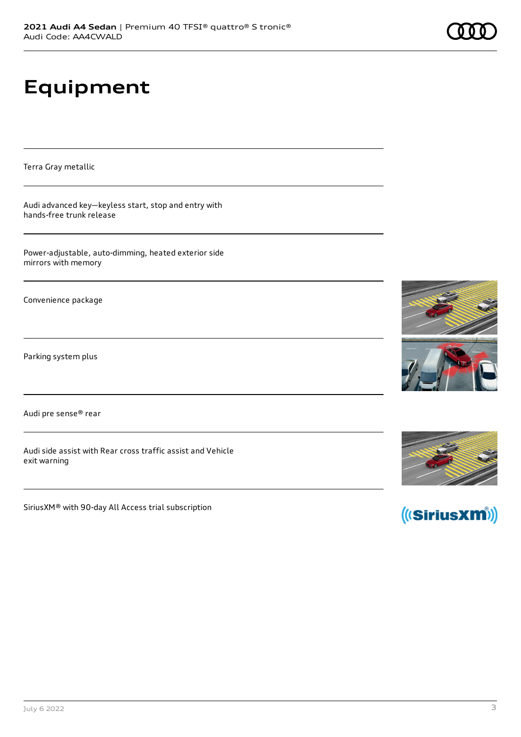# Equipment

Terra Gray metallic

Audi advanced key—keyless start, stop and entry with hands-free trunk release

Power-adjustable, auto-dimming, heated exterior side mirrors with memory

Convenience package

Parking system plus

Audi pre sense® rear

Audi side assist with Rear cross traffic assist and Vehicle exit warning

SiriusXM® with 90-day All Access trial subscription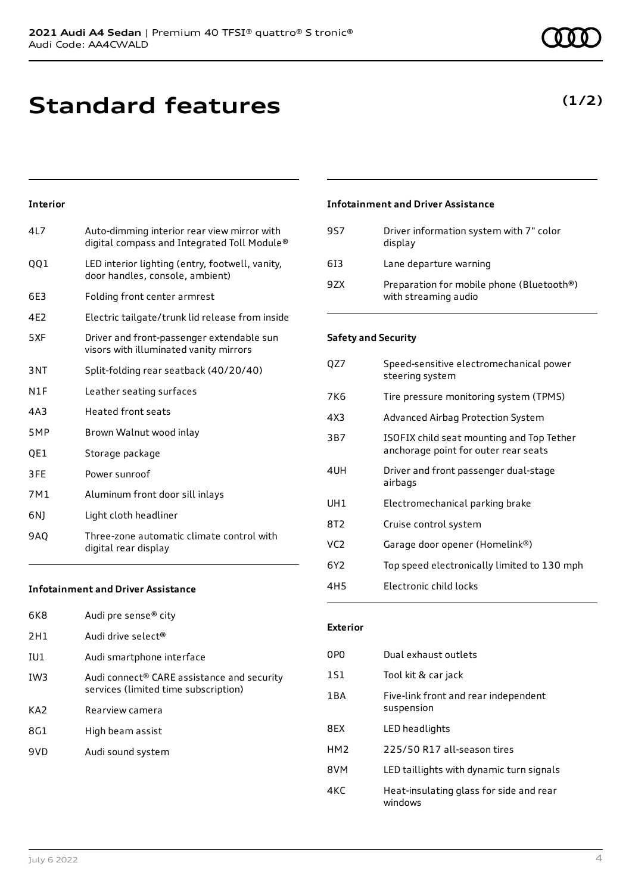# Standard features

**(1/2)**

### Interior

| | |
|---|---|
| 4L7 | Auto-dimming interior rear view mirror with digital compass and Integrated Toll Module® |
| QQ1 | LED interior lighting (entry, footwell, vanity, door handles, console, ambient) |
| 6E3 | Folding front center armrest |
| 4E2 | Electric tailgate/trunk lid release from inside |
| 5XF | Driver and front-passenger extendable sun visors with illuminated vanity mirrors |
| 3NT | Split-folding rear seatback (40/20/40) |
| N1F | Leather seating surfaces |
| 4A3 | Heated front seats |
| 5MP | Brown Walnut wood inlay |
| QE1 | Storage package |
| 3FE | Power sunroof |
| 7M1 | Aluminum front door sill inlays |
| 6NJ | Light cloth headliner |
| 9AQ | Three-zone automatic climate control with digital rear display |

### Infotainment and Driver Assistance

| | |
|---|---|
| 6K8 | Audi pre sense® city |
| 2H1 | Audi drive select® |
| IU1 | Audi smartphone interface |
| IW3 | Audi connect® CARE assistance and security services (limited time subscription) |
| KA2 | Rearview camera |
| 8G1 | High beam assist |
| 9VD | Audi sound system |
| 9S7 | Driver information system with 7" color display |
| 6I3 | Lane departure warning |
| 9ZX | Preparation for mobile phone (Bluetooth®) with streaming audio |

### Safety and Security

| | |
|---|---|
| QZ7 | Speed-sensitive electromechanical power steering system |
| 7K6 | Tire pressure monitoring system (TPMS) |
| 4X3 | Advanced Airbag Protection System |
| 3B7 | ISOFIX child seat mounting and Top Tether anchorage point for outer rear seats |
| 4UH | Driver and front passenger dual-stage airbags |
| UH1 | Electromechanical parking brake |
| 8T2 | Cruise control system |
| VC2 | Garage door opener (Homelink®) |
| 6Y2 | Top speed electronically limited to 130 mph |
| 4H5 | Electronic child locks |

### Exterior

| | |
|---|---|
| 0P0 | Dual exhaust outlets |
| 1S1 | Tool kit & car jack |
| 1BA | Five-link front and rear independent suspension |
| 8EX | LED headlights |
| HM2 | 225/50 R17 all-season tires |
| 8VM | LED taillights with dynamic turn signals |
| 4KC | Heat-insulating glass for side and rear windows |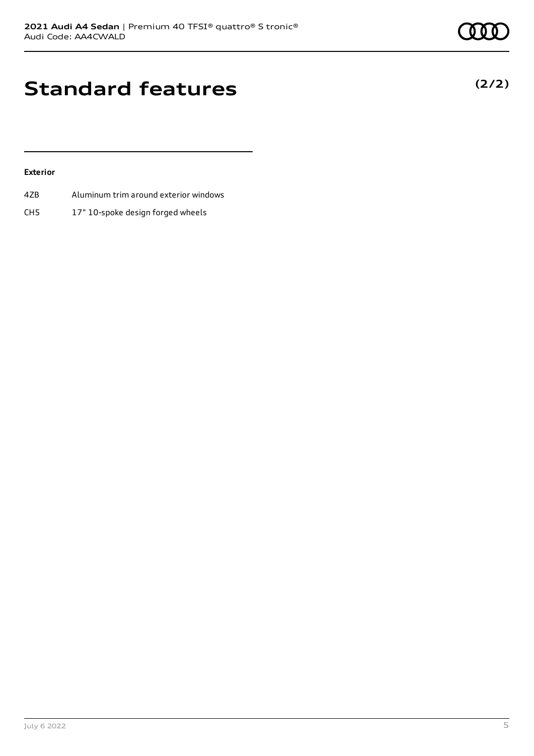# Standard features

**(2/2)**

**Exterior**

| | |
|---|---|
| 4ZB | Aluminum trim around exterior windows |
| CH5 | 17" 10-spoke design forged wheels |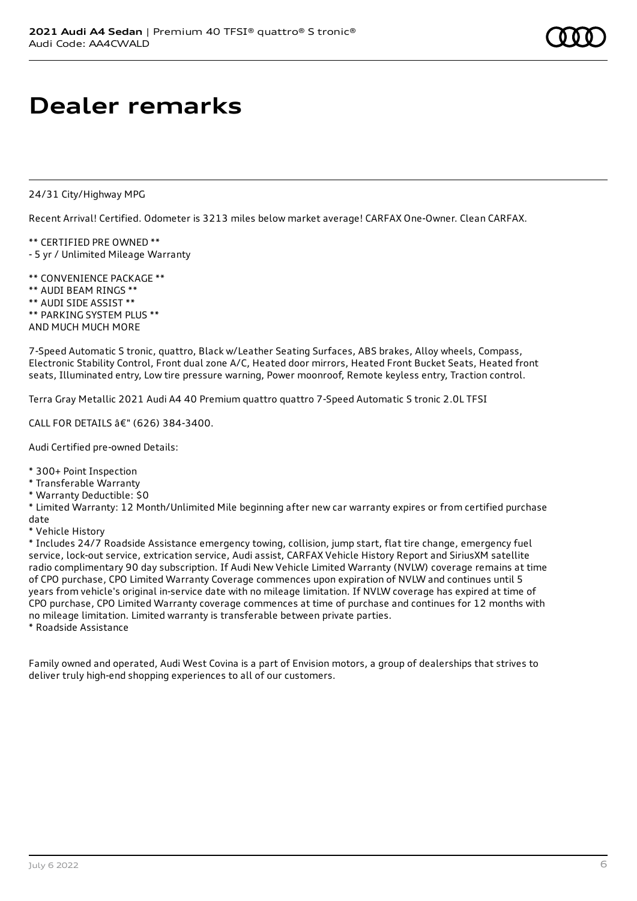# Dealer remarks

24/31 City/Highway MPG

Recent Arrival! Certified. Odometer is 3213 miles below market average! CARFAX One-Owner. Clean CARFAX.

** CERTIFIED PRE OWNED **
- 5 yr / Unlimited Mileage Warranty

** CONVENIENCE PACKAGE **
** AUDI BEAM RINGS **
** AUDI SIDE ASSIST **
** PARKING SYSTEM PLUS **
AND MUCH MUCH MORE

7-Speed Automatic S tronic, quattro, Black w/Leather Seating Surfaces, ABS brakes, Alloy wheels, Compass, Electronic Stability Control, Front dual zone A/C, Heated door mirrors, Heated Front Bucket Seats, Heated front seats, Illuminated entry, Low tire pressure warning, Power moonroof, Remote keyless entry, Traction control.

Terra Gray Metallic 2021 Audi A4 40 Premium quattro quattro 7-Speed Automatic S tronic 2.0L TFSI

CALL FOR DETAILS â€" (626) 384-3400.

Audi Certified pre-owned Details:

* 300+ Point Inspection
* Transferable Warranty
* Warranty Deductible: $0
* Limited Warranty: 12 Month/Unlimited Mile beginning after new car warranty expires or from certified purchase date
* Vehicle History
* Includes 24/7 Roadside Assistance emergency towing, collision, jump start, flat tire change, emergency fuel service, lock-out service, extrication service, Audi assist, CARFAX Vehicle History Report and SiriusXM satellite radio complimentary 90 day subscription. If Audi New Vehicle Limited Warranty (NVLW) coverage remains at time of CPO purchase, CPO Limited Warranty Coverage commences upon expiration of NVLW and continues until 5 years from vehicle's original in-service date with no mileage limitation. If NVLW coverage has expired at time of CPO purchase, CPO Limited Warranty coverage commences at time of purchase and continues for 12 months with no mileage limitation. Limited warranty is transferable between private parties.
* Roadside Assistance

Family owned and operated, Audi West Covina is a part of Envision motors, a group of dealerships that strives to deliver truly high-end shopping experiences to all of our customers.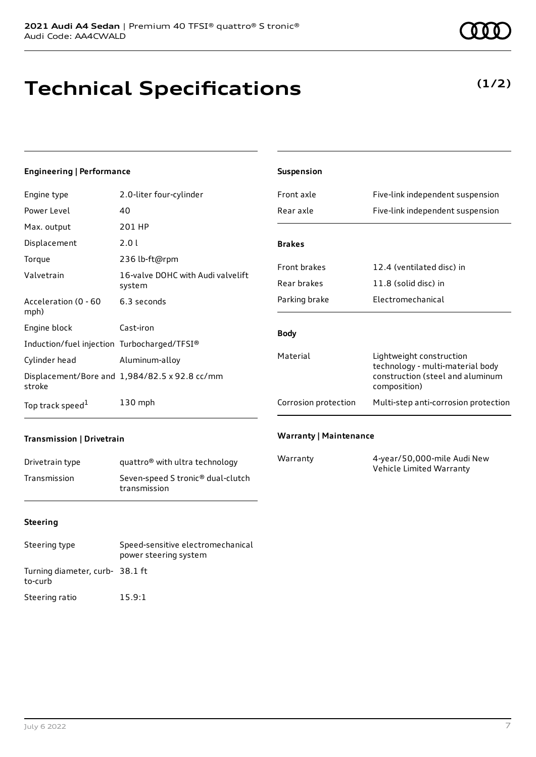# Technical Specifications

**(1/2)**

### Engineering | Performance

| | |
|---|---|
| Engine type | 2.0-liter four-cylinder |
| Power Level | 40 |
| Max. output | 201 HP |
| Displacement | 2.0 l |
| Torque | 236 lb-ft@rpm |
| Valvetrain | 16-valve DOHC with Audi valvelift system |
| Acceleration (0 - 60 mph) | 6.3 seconds |
| Engine block | Cast-iron |
| Induction/fuel injection | Turbocharged/TFSI® |
| Cylinder head | Aluminum-alloy |
| Displacement/Bore and stroke | 1,984/82.5 x 92.8 cc/mm |
| Top track speed[1] | 130 mph |

### Transmission | Drivetrain

| | |
|---|---|
| Drivetrain type | quattro® with ultra technology |
| Transmission | Seven-speed S tronic® dual-clutch transmission |

### Steering

| | |
|---|---|
| Steering type | Speed-sensitive electromechanical power steering system |
| Turning diameter, curb-to-curb | 38.1 ft |
| Steering ratio | 15.9:1 |

### Suspension

| | |
|---|---|
| Front axle | Five-link independent suspension |
| Rear axle | Five-link independent suspension |

### Brakes

| | |
|---|---|
| Front brakes | 12.4 (ventilated disc) in |
| Rear brakes | 11.8 (solid disc) in |
| Parking brake | Electromechanical |

### Body

| | |
|---|---|
| Material | Lightweight construction technology - multi-material body construction (steel and aluminum composition) |
| Corrosion protection | Multi-step anti-corrosion protection |

### Warranty | Maintenance

| | |
|---|---|
| Warranty | 4-year/50,000-mile Audi New Vehicle Limited Warranty |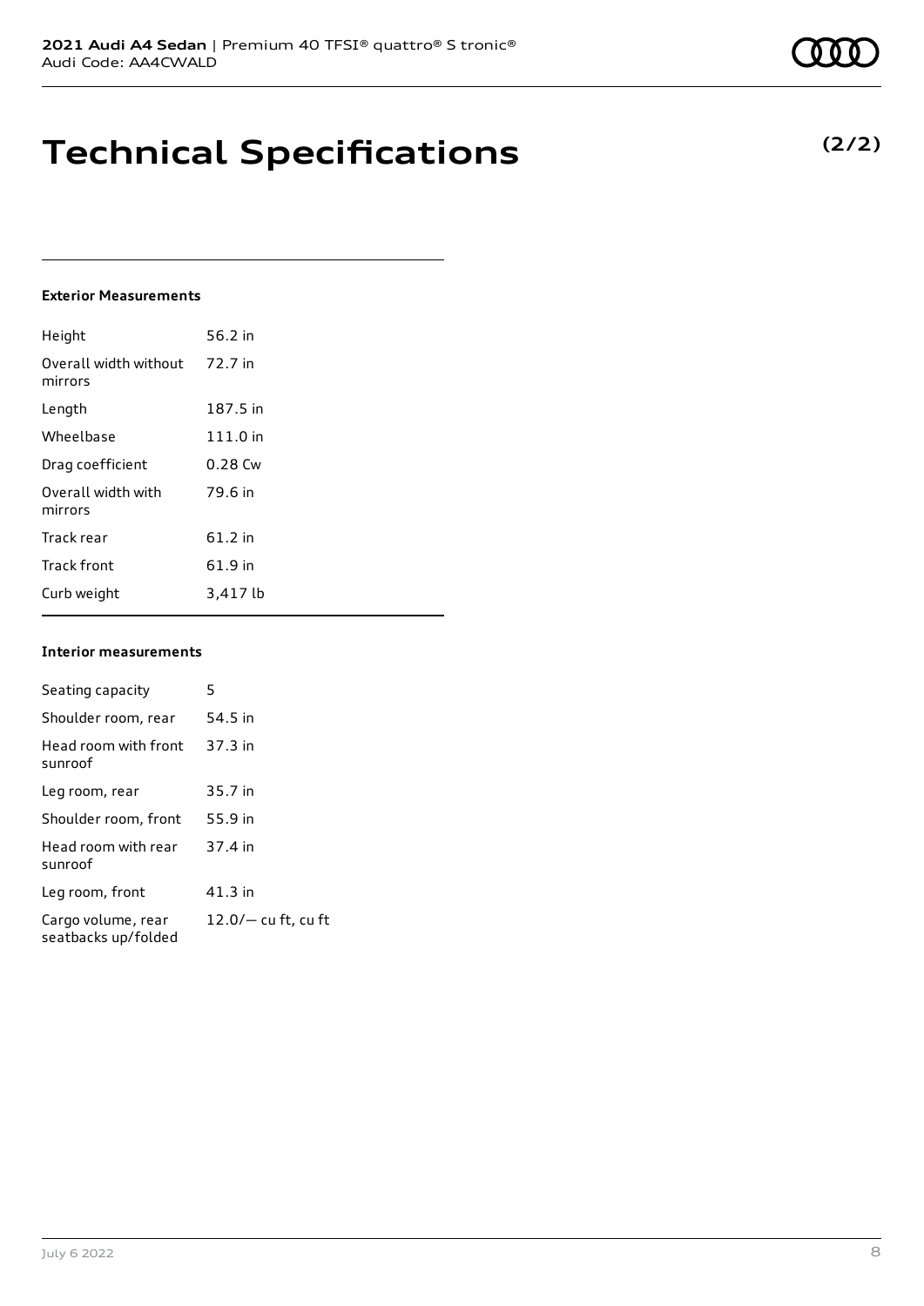# Technical Specifications

**(2/2)**

### Exterior Measurements

| | |
|---|---|
| Height | 56.2 in |
| Overall width without mirrors | 72.7 in |
| Length | 187.5 in |
| Wheelbase | 111.0 in |
| Drag coefficient | 0.28 Cw |
| Overall width with mirrors | 79.6 in |
| Track rear | 61.2 in |
| Track front | 61.9 in |
| Curb weight | 3,417 lb |

### Interior measurements

| | |
|---|---|
| Seating capacity | 5 |
| Shoulder room, rear | 54.5 in |
| Head room with front sunroof | 37.3 in |
| Leg room, rear | 35.7 in |
| Shoulder room, front | 55.9 in |
| Head room with rear sunroof | 37.4 in |
| Leg room, front | 41.3 in |
| Cargo volume, rear seatbacks up/folded | 12.0/— cu ft, cu ft |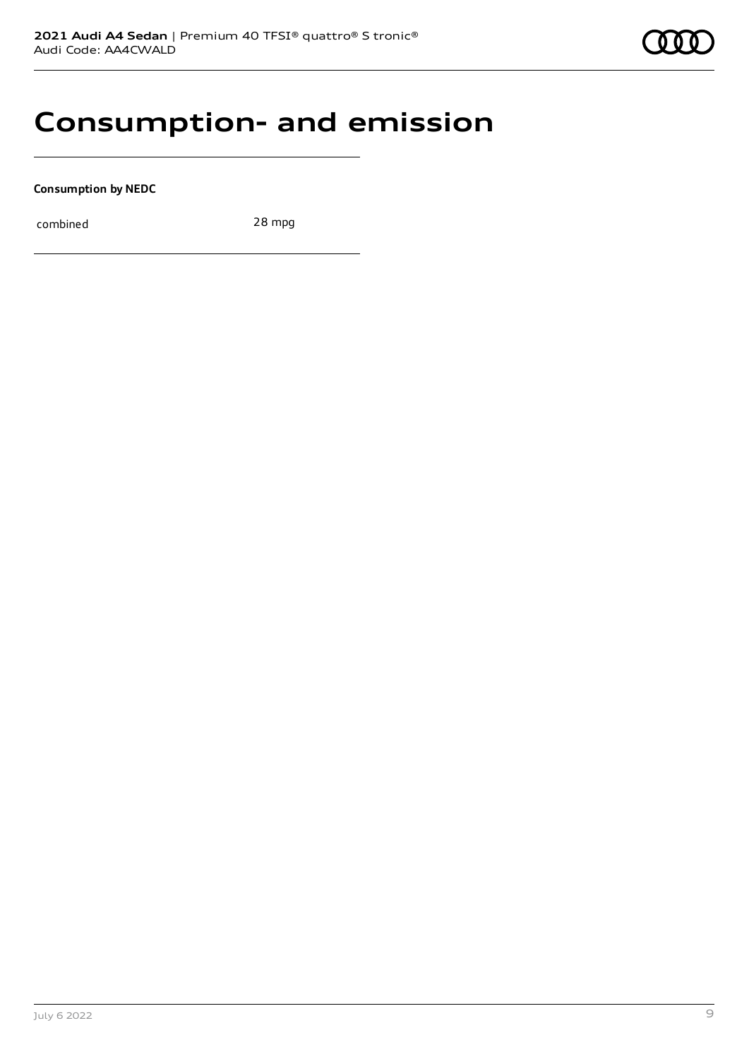# Consumption- and emission

**Consumption by NEDC**

| combined | 28 mpg |
| --- | --- |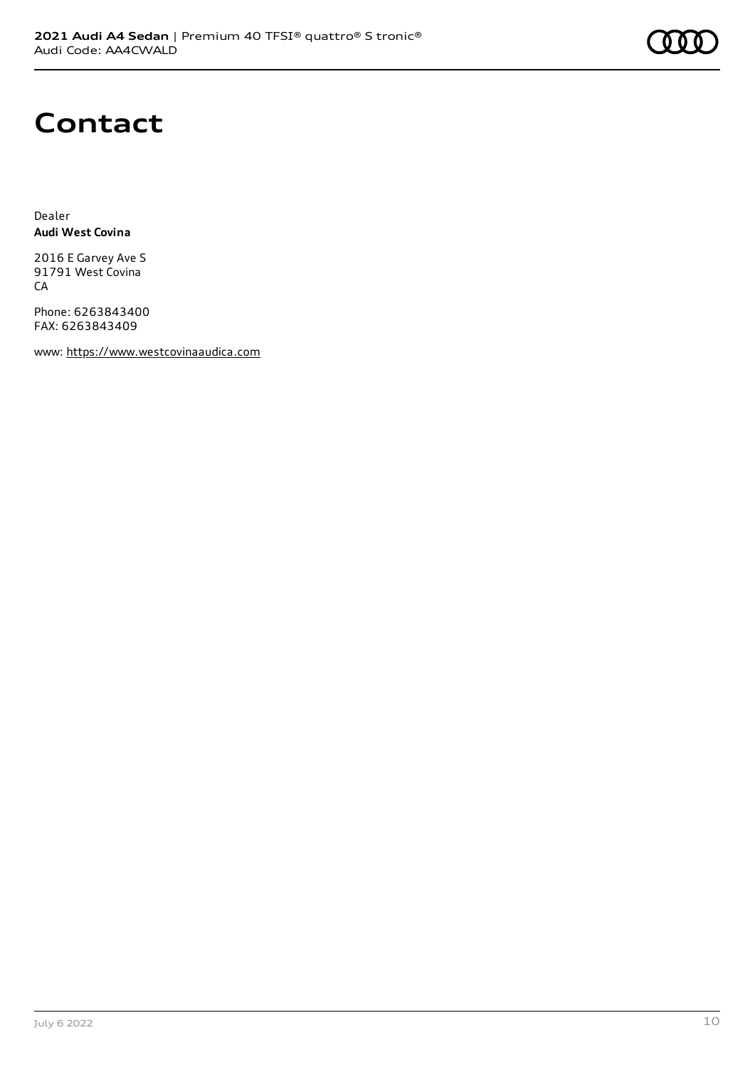# Contact

Dealer
**Audi West Covina**

2016 E Garvey Ave S
91791 West Covina
CA

Phone: 6263843400
FAX: 6263843409

www: https://www.westcovinaaudica.com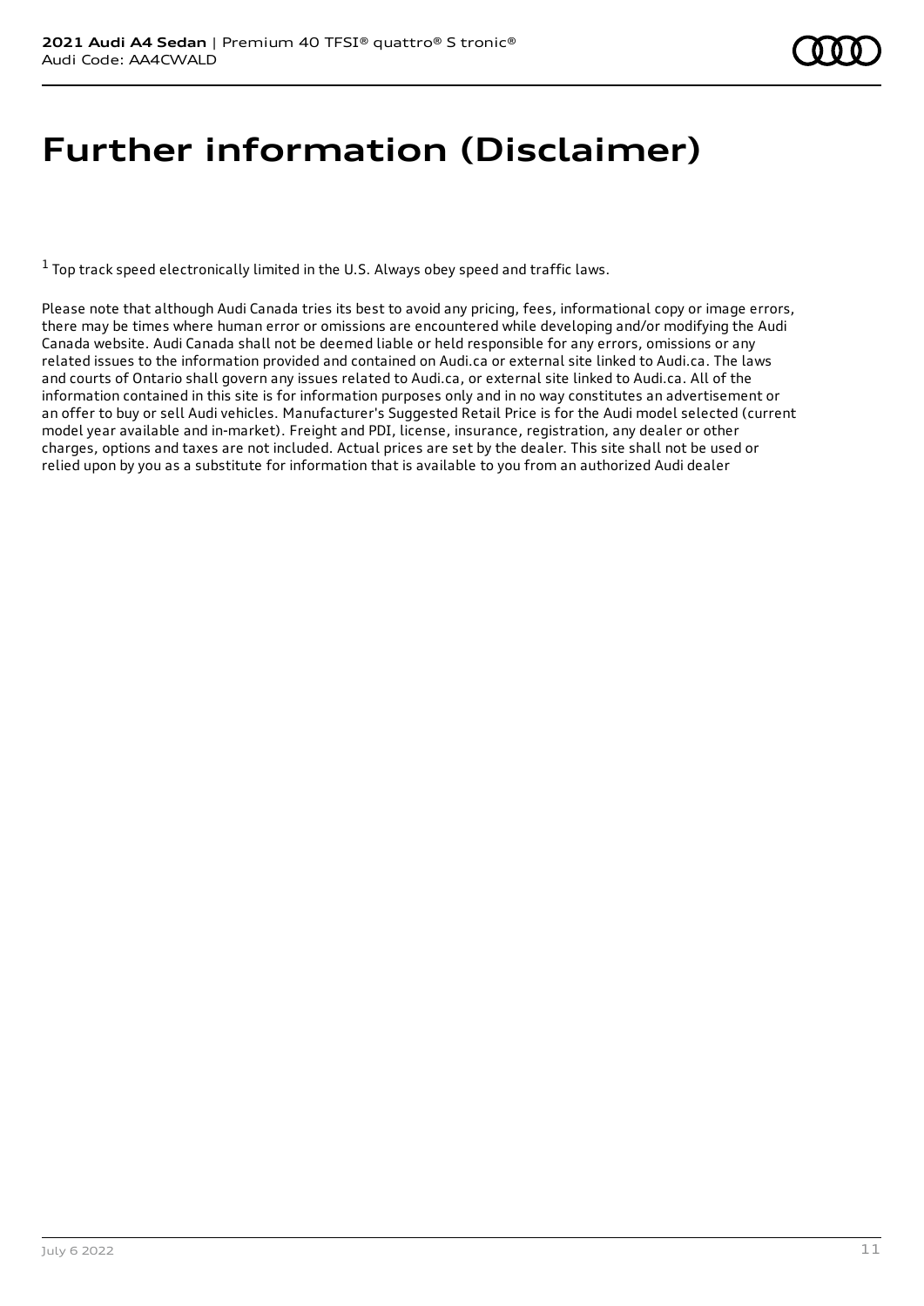# Further information (Disclaimer)

[1] Top track speed electronically limited in the U.S. Always obey speed and traffic laws.

Please note that although Audi Canada tries its best to avoid any pricing, fees, informational copy or image errors, there may be times where human error or omissions are encountered while developing and/or modifying the Audi Canada website. Audi Canada shall not be deemed liable or held responsible for any errors, omissions or any related issues to the information provided and contained on Audi.ca or external site linked to Audi.ca. The laws and courts of Ontario shall govern any issues related to Audi.ca, or external site linked to Audi.ca. All of the information contained in this site is for information purposes only and in no way constitutes an advertisement or an offer to buy or sell Audi vehicles. Manufacturer's Suggested Retail Price is for the Audi model selected (current model year available and in-market). Freight and PDI, license, insurance, registration, any dealer or other charges, options and taxes are not included. Actual prices are set by the dealer. This site shall not be used or relied upon by you as a substitute for information that is available to you from an authorized Audi dealer